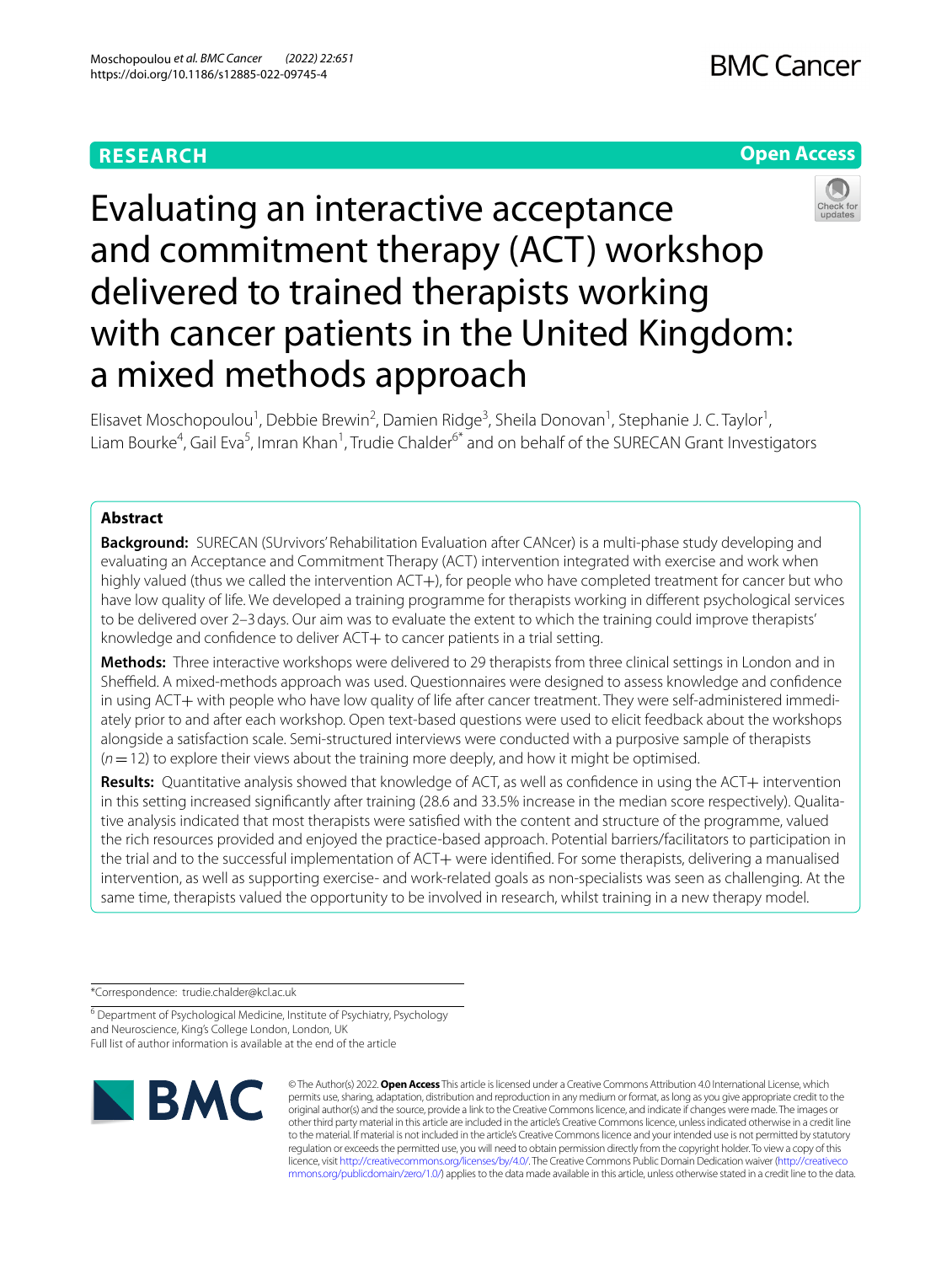# Evaluating an interactive acceptance and commitment therapy (ACT) workshop delivered to trained therapists working with cancer patients in the United Kingdom: a mixed methods approach

Elisavet Moschopoulou[1], Debbie Brewin[2], Damien Ridge[3], Sheila Donovan[1], Stephanie J. C. Taylor[1], Liam Bourke[4], Gail Eva[5], Imran Khan[1], Trudie Chalder[6*] and on behalf of the SURECAN Grant Investigators

## Abstract

**Background:** SURECAN (SUrvivors' Rehabilitation Evaluation after CANcer) is a multi-phase study developing and evaluating an Acceptance and Commitment Therapy (ACT) intervention integrated with exercise and work when highly valued (thus we called the intervention ACT+), for people who have completed treatment for cancer but who have low quality of life. We developed a training programme for therapists working in different psychological services to be delivered over 2–3 days. Our aim was to evaluate the extent to which the training could improve therapists' knowledge and confidence to deliver ACT+ to cancer patients in a trial setting.

**Methods:** Three interactive workshops were delivered to 29 therapists from three clinical settings in London and in Sheffield. A mixed-methods approach was used. Questionnaires were designed to assess knowledge and confidence in using ACT+ with people who have low quality of life after cancer treatment. They were self-administered immediately prior to and after each workshop. Open text-based questions were used to elicit feedback about the workshops alongside a satisfaction scale. Semi-structured interviews were conducted with a purposive sample of therapists ($n = 12$) to explore their views about the training more deeply, and how it might be optimised.

**Results:** Quantitative analysis showed that knowledge of ACT, as well as confidence in using the ACT+ intervention in this setting increased significantly after training (28.6 and 33.5% increase in the median score respectively). Qualitative analysis indicated that most therapists were satisfied with the content and structure of the programme, valued the rich resources provided and enjoyed the practice-based approach. Potential barriers/facilitators to participation in the trial and to the successful implementation of ACT+ were identified. For some therapists, delivering a manualised intervention, as well as supporting exercise- and work-related goals as non-specialists was seen as challenging. At the same time, therapists valued the opportunity to be involved in research, whilst training in a new therapy model.

*Correspondence: trudie.chalder@kcl.ac.uk

[6] Department of Psychological Medicine, Institute of Psychiatry, Psychology and Neuroscience, King's College London, London, UK

Full list of author information is available at the end of the article

© The Author(s) 2022. **Open Access** This article is licensed under a Creative Commons Attribution 4.0 International License, which permits use, sharing, adaptation, distribution and reproduction in any medium or format, as long as you give appropriate credit to the original author(s) and the source, provide a link to the Creative Commons licence, and indicate if changes were made. The images or other third party material in this article are included in the article's Creative Commons licence, unless indicated otherwise in a credit line to the material. If material is not included in the article's Creative Commons licence and your intended use is not permitted by statutory regulation or exceeds the permitted use, you will need to obtain permission directly from the copyright holder. To view a copy of this licence, visit http://creativecommons.org/licenses/by/4.0/. The Creative Commons Public Domain Dedication waiver (http://creativecommons.org/publicdomain/zero/1.0/) applies to the data made available in this article, unless otherwise stated in a credit line to the data.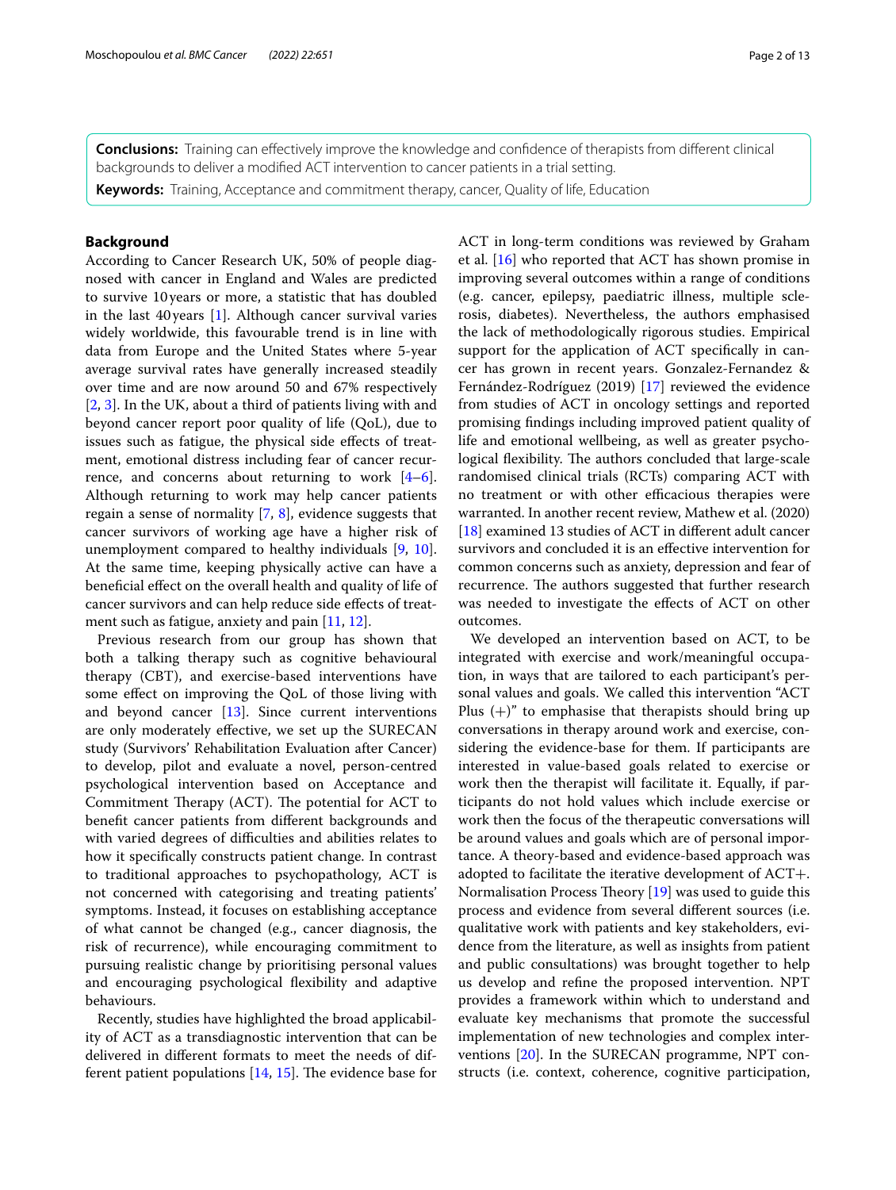**Conclusions:** Training can effectively improve the knowledge and confidence of therapists from different clinical backgrounds to deliver a modified ACT intervention to cancer patients in a trial setting.

**Keywords:** Training, Acceptance and commitment therapy, cancer, Quality of life, Education

## Background

According to Cancer Research UK, 50% of people diagnosed with cancer in England and Wales are predicted to survive 10 years or more, a statistic that has doubled in the last 40 years [1]. Although cancer survival varies widely worldwide, this favourable trend is in line with data from Europe and the United States where 5-year average survival rates have generally increased steadily over time and are now around 50 and 67% respectively [2, 3]. In the UK, about a third of patients living with and beyond cancer report poor quality of life (QoL), due to issues such as fatigue, the physical side effects of treatment, emotional distress including fear of cancer recurrence, and concerns about returning to work [4–6]. Although returning to work may help cancer patients regain a sense of normality [7, 8], evidence suggests that cancer survivors of working age have a higher risk of unemployment compared to healthy individuals [9, 10]. At the same time, keeping physically active can have a beneficial effect on the overall health and quality of life of cancer survivors and can help reduce side effects of treatment such as fatigue, anxiety and pain [11, 12].

Previous research from our group has shown that both a talking therapy such as cognitive behavioural therapy (CBT), and exercise-based interventions have some effect on improving the QoL of those living with and beyond cancer [13]. Since current interventions are only moderately effective, we set up the SURECAN study (Survivors' Rehabilitation Evaluation after Cancer) to develop, pilot and evaluate a novel, person-centred psychological intervention based on Acceptance and Commitment Therapy (ACT). The potential for ACT to benefit cancer patients from different backgrounds and with varied degrees of difficulties and abilities relates to how it specifically constructs patient change. In contrast to traditional approaches to psychopathology, ACT is not concerned with categorising and treating patients' symptoms. Instead, it focuses on establishing acceptance of what cannot be changed (e.g., cancer diagnosis, the risk of recurrence), while encouraging commitment to pursuing realistic change by prioritising personal values and encouraging psychological flexibility and adaptive behaviours.

Recently, studies have highlighted the broad applicability of ACT as a transdiagnostic intervention that can be delivered in different formats to meet the needs of different patient populations [14, 15]. The evidence base for ACT in long-term conditions was reviewed by Graham et al. [16] who reported that ACT has shown promise in improving several outcomes within a range of conditions (e.g. cancer, epilepsy, paediatric illness, multiple sclerosis, diabetes). Nevertheless, the authors emphasised the lack of methodologically rigorous studies. Empirical support for the application of ACT specifically in cancer has grown in recent years. Gonzalez-Fernandez & Fernández-Rodríguez (2019) [17] reviewed the evidence from studies of ACT in oncology settings and reported promising findings including improved patient quality of life and emotional wellbeing, as well as greater psychological flexibility. The authors concluded that large-scale randomised clinical trials (RCTs) comparing ACT with no treatment or with other efficacious therapies were warranted. In another recent review, Mathew et al. (2020) [18] examined 13 studies of ACT in different adult cancer survivors and concluded it is an effective intervention for common concerns such as anxiety, depression and fear of recurrence. The authors suggested that further research was needed to investigate the effects of ACT on other outcomes.

We developed an intervention based on ACT, to be integrated with exercise and work/meaningful occupation, in ways that are tailored to each participant's personal values and goals. We called this intervention "ACT Plus (+)" to emphasise that therapists should bring up conversations in therapy around work and exercise, considering the evidence-base for them. If participants are interested in value-based goals related to exercise or work then the therapist will facilitate it. Equally, if participants do not hold values which include exercise or work then the focus of the therapeutic conversations will be around values and goals which are of personal importance. A theory-based and evidence-based approach was adopted to facilitate the iterative development of ACT+. Normalisation Process Theory [19] was used to guide this process and evidence from several different sources (i.e. qualitative work with patients and key stakeholders, evidence from the literature, as well as insights from patient and public consultations) was brought together to help us develop and refine the proposed intervention. NPT provides a framework within which to understand and evaluate key mechanisms that promote the successful implementation of new technologies and complex interventions [20]. In the SURECAN programme, NPT constructs (i.e. context, coherence, cognitive participation,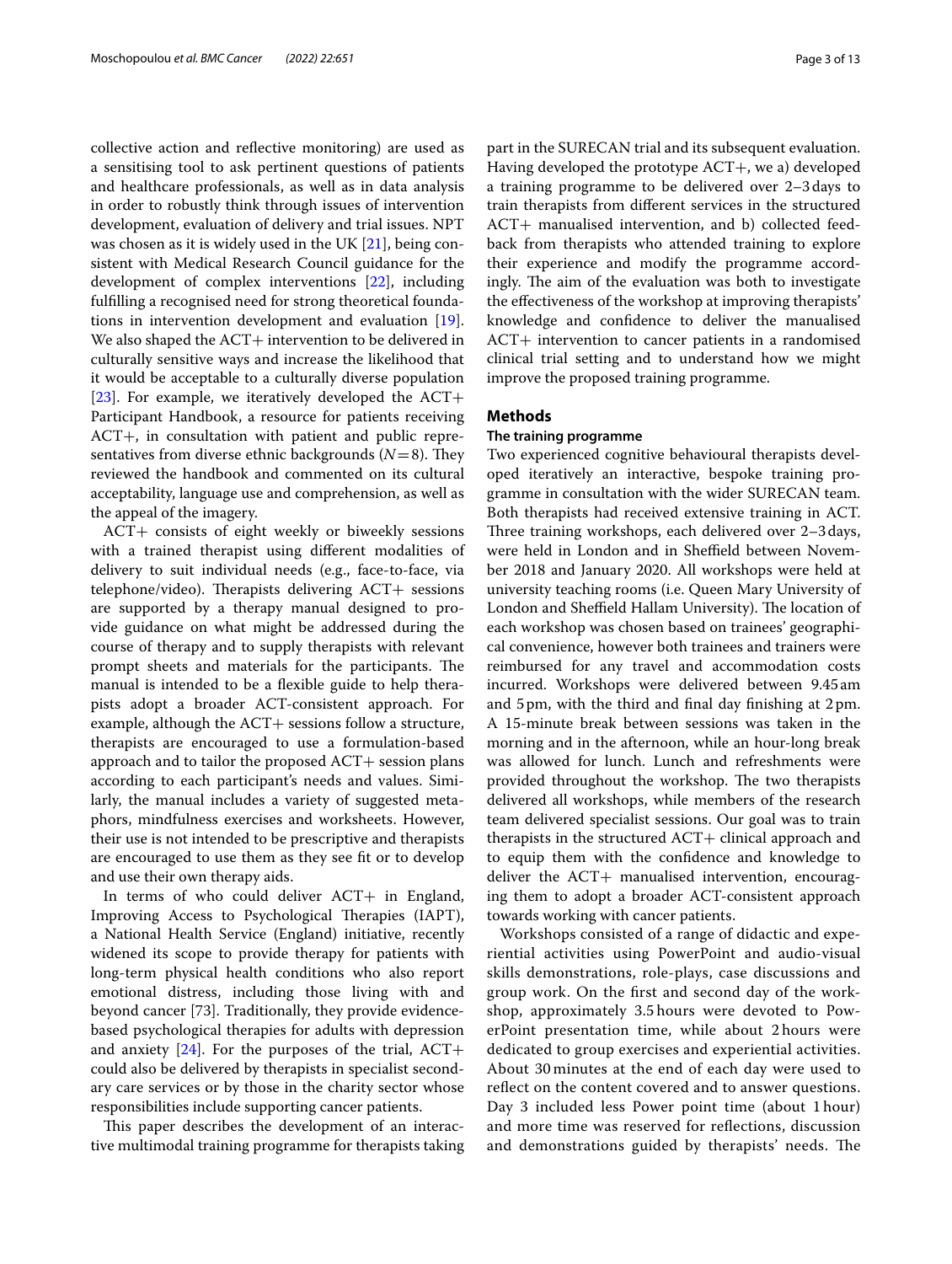collective action and reflective monitoring) are used as a sensitising tool to ask pertinent questions of patients and healthcare professionals, as well as in data analysis in order to robustly think through issues of intervention development, evaluation of delivery and trial issues. NPT was chosen as it is widely used in the UK [21], being consistent with Medical Research Council guidance for the development of complex interventions [22], including fulfilling a recognised need for strong theoretical foundations in intervention development and evaluation [19]. We also shaped the ACT+ intervention to be delivered in culturally sensitive ways and increase the likelihood that it would be acceptable to a culturally diverse population [23]. For example, we iteratively developed the ACT+ Participant Handbook, a resource for patients receiving ACT+, in consultation with patient and public representatives from diverse ethnic backgrounds ($N=8$). They reviewed the handbook and commented on its cultural acceptability, language use and comprehension, as well as the appeal of the imagery.

ACT+ consists of eight weekly or biweekly sessions with a trained therapist using different modalities of delivery to suit individual needs (e.g., face-to-face, via telephone/video). Therapists delivering ACT+ sessions are supported by a therapy manual designed to provide guidance on what might be addressed during the course of therapy and to supply therapists with relevant prompt sheets and materials for the participants. The manual is intended to be a flexible guide to help therapists adopt a broader ACT-consistent approach. For example, although the ACT+ sessions follow a structure, therapists are encouraged to use a formulation-based approach and to tailor the proposed ACT+ session plans according to each participant's needs and values. Similarly, the manual includes a variety of suggested metaphors, mindfulness exercises and worksheets. However, their use is not intended to be prescriptive and therapists are encouraged to use them as they see fit or to develop and use their own therapy aids.

In terms of who could deliver ACT+ in England, Improving Access to Psychological Therapies (IAPT), a National Health Service (England) initiative, recently widened its scope to provide therapy for patients with long-term physical health conditions who also report emotional distress, including those living with and beyond cancer [73]. Traditionally, they provide evidence-based psychological therapies for adults with depression and anxiety [24]. For the purposes of the trial, ACT+ could also be delivered by therapists in specialist secondary care services or by those in the charity sector whose responsibilities include supporting cancer patients.

This paper describes the development of an interactive multimodal training programme for therapists taking part in the SURECAN trial and its subsequent evaluation. Having developed the prototype ACT+, we a) developed a training programme to be delivered over 2–3 days to train therapists from different services in the structured ACT+ manualised intervention, and b) collected feedback from therapists who attended training to explore their experience and modify the programme accordingly. The aim of the evaluation was both to investigate the effectiveness of the workshop at improving therapists' knowledge and confidence to deliver the manualised ACT+ intervention to cancer patients in a randomised clinical trial setting and to understand how we might improve the proposed training programme.

## Methods

### The training programme

Two experienced cognitive behavioural therapists developed iteratively an interactive, bespoke training programme in consultation with the wider SURECAN team. Both therapists had received extensive training in ACT. Three training workshops, each delivered over 2–3 days, were held in London and in Sheffield between November 2018 and January 2020. All workshops were held at university teaching rooms (i.e. Queen Mary University of London and Sheffield Hallam University). The location of each workshop was chosen based on trainees' geographical convenience, however both trainees and trainers were reimbursed for any travel and accommodation costs incurred. Workshops were delivered between 9.45 am and 5 pm, with the third and final day finishing at 2 pm. A 15-minute break between sessions was taken in the morning and in the afternoon, while an hour-long break was allowed for lunch. Lunch and refreshments were provided throughout the workshop. The two therapists delivered all workshops, while members of the research team delivered specialist sessions. Our goal was to train therapists in the structured ACT+ clinical approach and to equip them with the confidence and knowledge to deliver the ACT+ manualised intervention, encouraging them to adopt a broader ACT-consistent approach towards working with cancer patients.

Workshops consisted of a range of didactic and experiential activities using PowerPoint and audio-visual skills demonstrations, role-plays, case discussions and group work. On the first and second day of the workshop, approximately 3.5 hours were devoted to PowerPoint presentation time, while about 2 hours were dedicated to group exercises and experiential activities. About 30 minutes at the end of each day were used to reflect on the content covered and to answer questions. Day 3 included less Power point time (about 1 hour) and more time was reserved for reflections, discussion and demonstrations guided by therapists' needs. The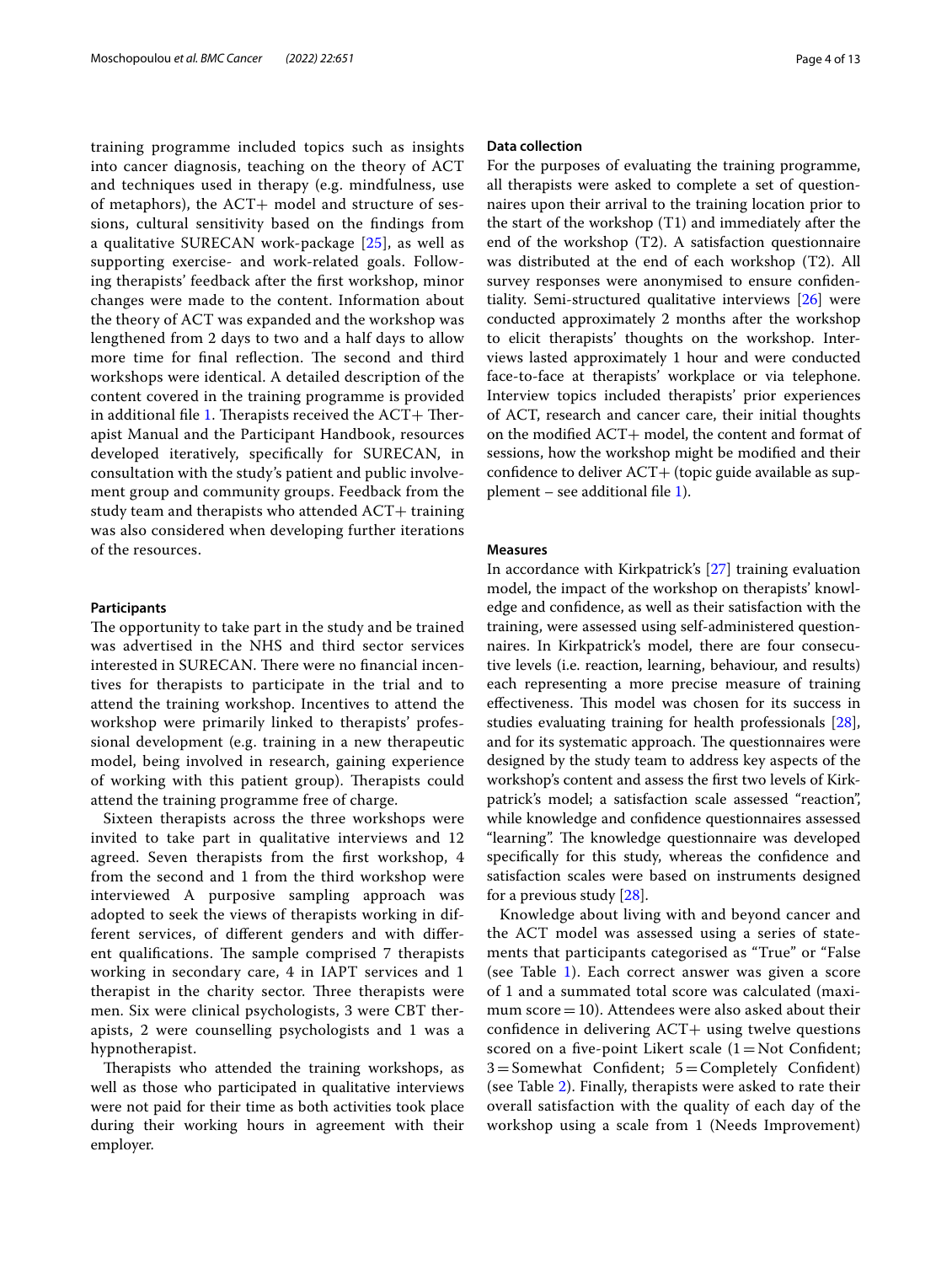training programme included topics such as insights into cancer diagnosis, teaching on the theory of ACT and techniques used in therapy (e.g. mindfulness, use of metaphors), the ACT+ model and structure of sessions, cultural sensitivity based on the findings from a qualitative SURECAN work-package [25], as well as supporting exercise- and work-related goals. Following therapists' feedback after the first workshop, minor changes were made to the content. Information about the theory of ACT was expanded and the workshop was lengthened from 2 days to two and a half days to allow more time for final reflection. The second and third workshops were identical. A detailed description of the content covered in the training programme is provided in additional file 1. Therapists received the ACT+ Therapist Manual and the Participant Handbook, resources developed iteratively, specifically for SURECAN, in consultation with the study's patient and public involvement group and community groups. Feedback from the study team and therapists who attended ACT+ training was also considered when developing further iterations of the resources.

#### Participants

The opportunity to take part in the study and be trained was advertised in the NHS and third sector services interested in SURECAN. There were no financial incentives for therapists to participate in the trial and to attend the training workshop. Incentives to attend the workshop were primarily linked to therapists' professional development (e.g. training in a new therapeutic model, being involved in research, gaining experience of working with this patient group). Therapists could attend the training programme free of charge.

Sixteen therapists across the three workshops were invited to take part in qualitative interviews and 12 agreed. Seven therapists from the first workshop, 4 from the second and 1 from the third workshop were interviewed A purposive sampling approach was adopted to seek the views of therapists working in different services, of different genders and with different qualifications. The sample comprised 7 therapists working in secondary care, 4 in IAPT services and 1 therapist in the charity sector. Three therapists were men. Six were clinical psychologists, 3 were CBT therapists, 2 were counselling psychologists and 1 was a hypnotherapist.

Therapists who attended the training workshops, as well as those who participated in qualitative interviews were not paid for their time as both activities took place during their working hours in agreement with their employer.

#### Data collection

For the purposes of evaluating the training programme, all therapists were asked to complete a set of questionnaires upon their arrival to the training location prior to the start of the workshop (T1) and immediately after the end of the workshop (T2). A satisfaction questionnaire was distributed at the end of each workshop (T2). All survey responses were anonymised to ensure confidentiality. Semi-structured qualitative interviews [26] were conducted approximately 2 months after the workshop to elicit therapists' thoughts on the workshop. Interviews lasted approximately 1 hour and were conducted face-to-face at therapists' workplace or via telephone. Interview topics included therapists' prior experiences of ACT, research and cancer care, their initial thoughts on the modified ACT+ model, the content and format of sessions, how the workshop might be modified and their confidence to deliver ACT+ (topic guide available as supplement – see additional file 1).

#### Measures

In accordance with Kirkpatrick's [27] training evaluation model, the impact of the workshop on therapists' knowledge and confidence, as well as their satisfaction with the training, were assessed using self-administered questionnaires. In Kirkpatrick's model, there are four consecutive levels (i.e. reaction, learning, behaviour, and results) each representing a more precise measure of training effectiveness. This model was chosen for its success in studies evaluating training for health professionals [28], and for its systematic approach. The questionnaires were designed by the study team to address key aspects of the workshop's content and assess the first two levels of Kirkpatrick's model; a satisfaction scale assessed "reaction", while knowledge and confidence questionnaires assessed "learning". The knowledge questionnaire was developed specifically for this study, whereas the confidence and satisfaction scales were based on instruments designed for a previous study [28].

Knowledge about living with and beyond cancer and the ACT model was assessed using a series of statements that participants categorised as "True" or "False (see Table 1). Each correct answer was given a score of 1 and a summated total score was calculated (maximum score = 10). Attendees were also asked about their confidence in delivering ACT+ using twelve questions scored on a five-point Likert scale (1 = Not Confident; 3 = Somewhat Confident; 5 = Completely Confident) (see Table 2). Finally, therapists were asked to rate their overall satisfaction with the quality of each day of the workshop using a scale from 1 (Needs Improvement)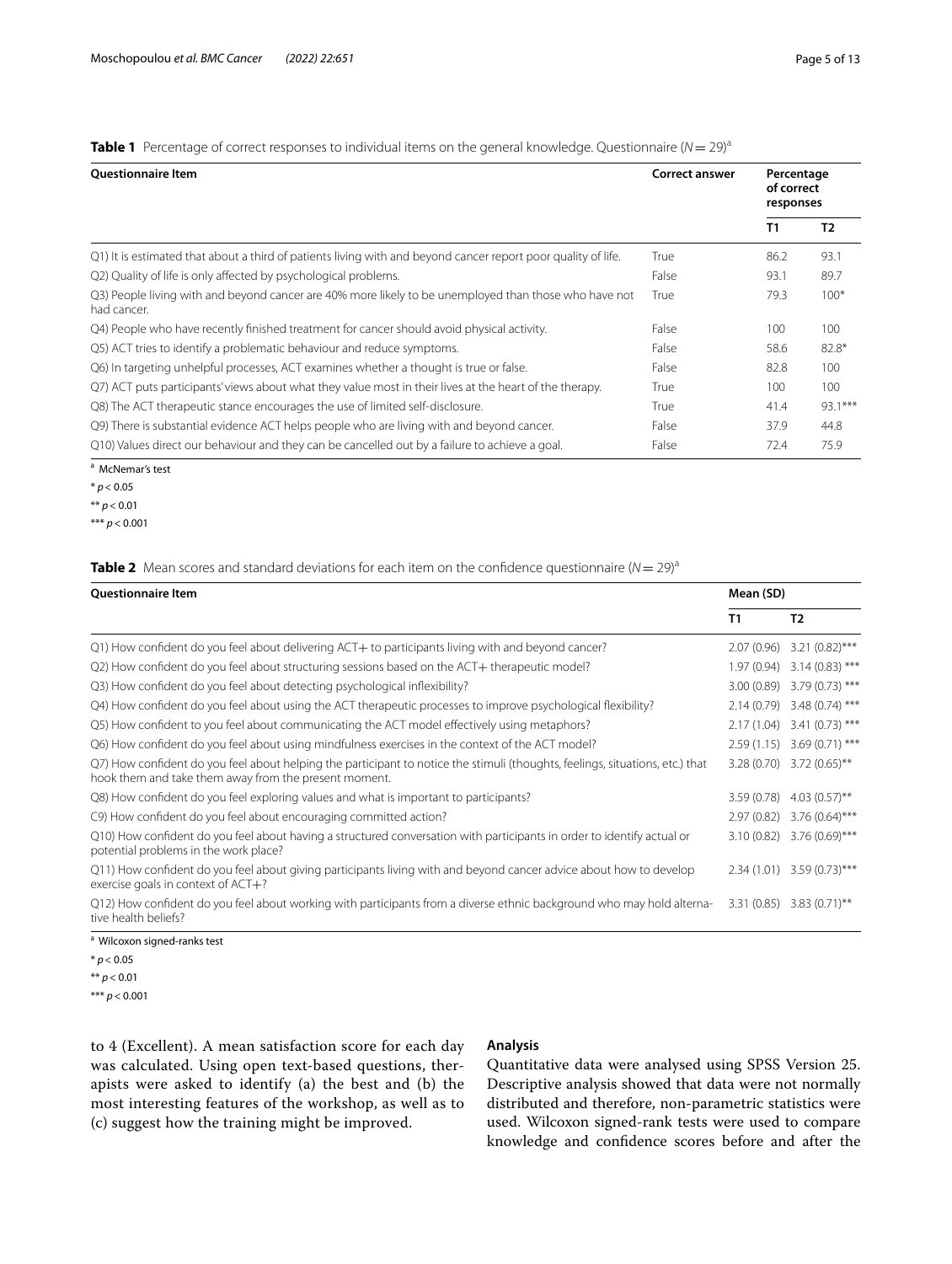**Table 1** Percentage of correct responses to individual items on the general knowledge. Questionnaire ($N = 29$)[a]

| Questionnaire Item | Correct answer | Percentage of correct responses | |
|---|---|---|---|
| | | T1 | T2 |
| Q1) It is estimated that about a third of patients living with and beyond cancer report poor quality of life. | True | 86.2 | 93.1 |
| Q2) Quality of life is only affected by psychological problems. | False | 93.1 | 89.7 |
| Q3) People living with and beyond cancer are 40% more likely to be unemployed than those who have not had cancer. | True | 79.3 | 100* |
| Q4) People who have recently finished treatment for cancer should avoid physical activity. | False | 100 | 100 |
| Q5) ACT tries to identify a problematic behaviour and reduce symptoms. | False | 58.6 | 82.8* |
| Q6) In targeting unhelpful processes, ACT examines whether a thought is true or false. | False | 82.8 | 100 |
| Q7) ACT puts participants' views about what they value most in their lives at the heart of the therapy. | True | 100 | 100 |
| Q8) The ACT therapeutic stance encourages the use of limited self-disclosure. | True | 41.4 | 93.1*** |
| Q9) There is substantial evidence ACT helps people who are living with and beyond cancer. | False | 37.9 | 44.8 |
| Q10) Values direct our behaviour and they can be cancelled out by a failure to achieve a goal. | False | 72.4 | 75.9 |

[a] McNemar's test

* $p < 0.05$

** $p < 0.01$

*** $p < 0.001$

**Table 2** Mean scores and standard deviations for each item on the confidence questionnaire ($N = 29$)[a]

| Questionnaire Item | Mean (SD) | |
|---|---|---|
| | T1 | T2 |
| Q1) How confident do you feel about delivering ACT+ to participants living with and beyond cancer? | 2.07 (0.96) | 3.21 (0.82)*** |
| Q2) How confident do you feel about structuring sessions based on the ACT+ therapeutic model? | 1.97 (0.94) | 3.14 (0.83) *** |
| Q3) How confident do you feel about detecting psychological inflexibility? | 3.00 (0.89) | 3.79 (0.73) *** |
| Q4) How confident do you feel about using the ACT therapeutic processes to improve psychological flexibility? | 2.14 (0.79) | 3.48 (0.74) *** |
| Q5) How confident to you feel about communicating the ACT model effectively using metaphors? | 2.17 (1.04) | 3.41 (0.73) *** |
| Q6) How confident do you feel about using mindfulness exercises in the context of the ACT model? | 2.59 (1.15) | 3.69 (0.71) *** |
| Q7) How confident do you feel about helping the participant to notice the stimuli (thoughts, feelings, situations, etc.) that hook them and take them away from the present moment. | 3.28 (0.70) | 3.72 (0.65)** |
| Q8) How confident do you feel exploring values and what is important to participants? | 3.59 (0.78) | 4.03 (0.57)** |
| C9) How confident do you feel about encouraging committed action? | 2.97 (0.82) | 3.76 (0.64)*** |
| Q10) How confident do you feel about having a structured conversation with participants in order to identify actual or potential problems in the work place? | 3.10 (0.82) | 3.76 (0.69)*** |
| Q11) How confident do you feel about giving participants living with and beyond cancer advice about how to develop exercise goals in context of ACT+? | 2.34 (1.01) | 3.59 (0.73)*** |
| Q12) How confident do you feel about working with participants from a diverse ethnic background who may hold alternative health beliefs? | 3.31 (0.85) | 3.83 (0.71)** |

[a] Wilcoxon signed-ranks test

* $p < 0.05$

** $p < 0.01$

*** $p < 0.001$

to 4 (Excellent). A mean satisfaction score for each day was calculated. Using open text-based questions, therapists were asked to identify (a) the best and (b) the most interesting features of the workshop, as well as to (c) suggest how the training might be improved.

### Analysis

Quantitative data were analysed using SPSS Version 25. Descriptive analysis showed that data were not normally distributed and therefore, non-parametric statistics were used. Wilcoxon signed-rank tests were used to compare knowledge and confidence scores before and after the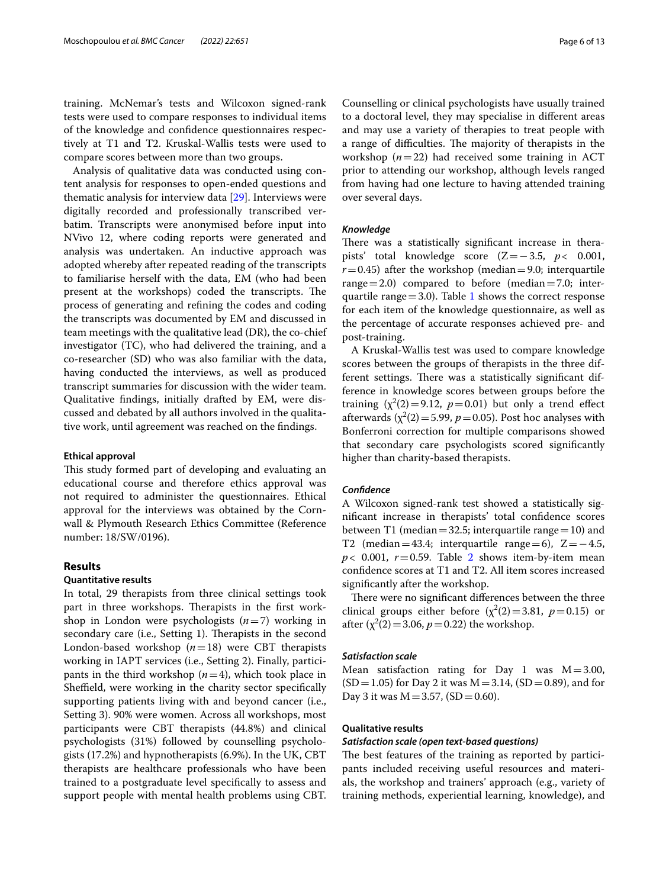training. McNemar's tests and Wilcoxon signed-rank tests were used to compare responses to individual items of the knowledge and confidence questionnaires respectively at T1 and T2. Kruskal-Wallis tests were used to compare scores between more than two groups.

Analysis of qualitative data was conducted using content analysis for responses to open-ended questions and thematic analysis for interview data [29]. Interviews were digitally recorded and professionally transcribed verbatim. Transcripts were anonymised before input into NVivo 12, where coding reports were generated and analysis was undertaken. An inductive approach was adopted whereby after repeated reading of the transcripts to familiarise herself with the data, EM (who had been present at the workshops) coded the transcripts. The process of generating and refining the codes and coding the transcripts was documented by EM and discussed in team meetings with the qualitative lead (DR), the co-chief investigator (TC), who had delivered the training, and a co-researcher (SD) who was also familiar with the data, having conducted the interviews, as well as produced transcript summaries for discussion with the wider team. Qualitative findings, initially drafted by EM, were discussed and debated by all authors involved in the qualitative work, until agreement was reached on the findings.

#### Ethical approval

This study formed part of developing and evaluating an educational course and therefore ethics approval was not required to administer the questionnaires. Ethical approval for the interviews was obtained by the Cornwall & Plymouth Research Ethics Committee (Reference number: 18/SW/0196).

## Results

### Quantitative results

In total, 29 therapists from three clinical settings took part in three workshops. Therapists in the first workshop in London were psychologists ($n=7$) working in secondary care (i.e., Setting 1). Therapists in the second London-based workshop ($n=18$) were CBT therapists working in IAPT services (i.e., Setting 2). Finally, participants in the third workshop ($n=4$), which took place in Sheffield, were working in the charity sector specifically supporting patients living with and beyond cancer (i.e., Setting 3). 90% were women. Across all workshops, most participants were CBT therapists (44.8%) and clinical psychologists (31%) followed by counselling psychologists (17.2%) and hypnotherapists (6.9%). In the UK, CBT therapists are healthcare professionals who have been trained to a postgraduate level specifically to assess and support people with mental health problems using CBT. Counselling or clinical psychologists have usually trained to a doctoral level, they may specialise in different areas and may use a variety of therapies to treat people with a range of difficulties. The majority of therapists in the workshop ($n=22$) had received some training in ACT prior to attending our workshop, although levels ranged from having had one lecture to having attended training over several days.

#### *Knowledge*

There was a statistically significant increase in therapists' total knowledge score ($Z=-3.5$, $p<0.001$, $r=0.45$) after the workshop (median $=9.0$; interquartile range $=2.0$) compared to before (median $=7.0$; interquartile range $=3.0$). Table 1 shows the correct response for each item of the knowledge questionnaire, as well as the percentage of accurate responses achieved pre- and post-training.

A Kruskal-Wallis test was used to compare knowledge scores between the groups of therapists in the three different settings. There was a statistically significant difference in knowledge scores between groups before the training ($\chi^2(2)=9.12$, $p=0.01$) but only a trend effect afterwards ($\chi^2(2)=5.99$, $p=0.05$). Post hoc analyses with Bonferroni correction for multiple comparisons showed that secondary care psychologists scored significantly higher than charity-based therapists.

#### *Confidence*

A Wilcoxon signed-rank test showed a statistically significant increase in therapists' total confidence scores between T1 (median $=32.5$; interquartile range $=10$) and T2 (median $=43.4$; interquartile range $=6$), $Z=-4.5$, $p<0.001$, $r=0.59$. Table 2 shows item-by-item mean confidence scores at T1 and T2. All item scores increased significantly after the workshop.

There were no significant differences between the three clinical groups either before ($\chi^2(2)=3.81$, $p=0.15$) or after ($\chi^2(2)=3.06$, $p=0.22$) the workshop.

#### *Satisfaction scale*

Mean satisfaction rating for Day 1 was $M=3.00$, ($SD=1.05$) for Day 2 it was $M=3.14$, ($SD=0.89$), and for Day 3 it was $M=3.57$, ($SD=0.60$).

### Qualitative results

#### *Satisfaction scale (open text-based questions)*

The best features of the training as reported by participants included receiving useful resources and materials, the workshop and trainers' approach (e.g., variety of training methods, experiential learning, knowledge), and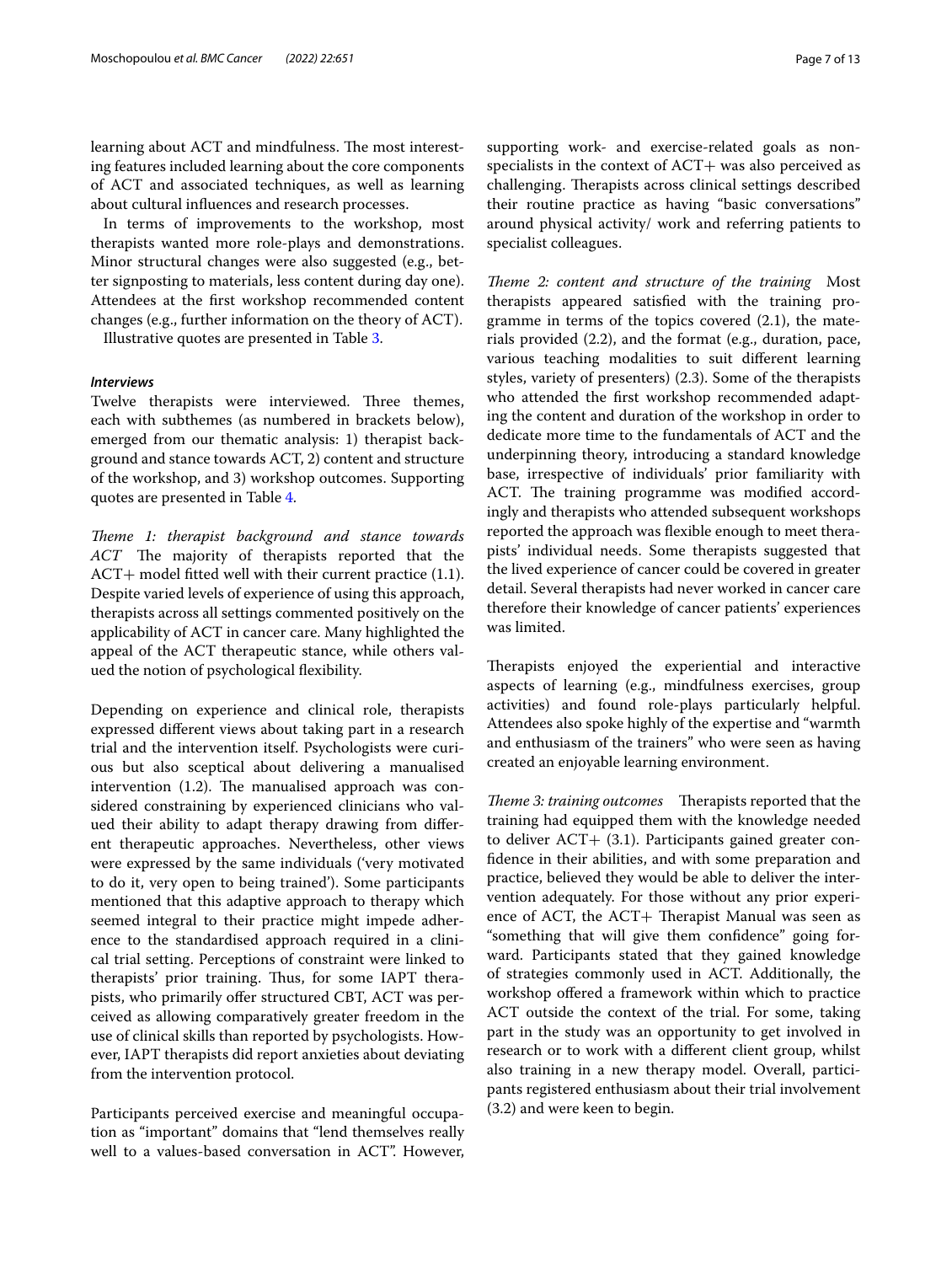learning about ACT and mindfulness. The most interesting features included learning about the core components of ACT and associated techniques, as well as learning about cultural influences and research processes.

In terms of improvements to the workshop, most therapists wanted more role-plays and demonstrations. Minor structural changes were also suggested (e.g., better signposting to materials, less content during day one). Attendees at the first workshop recommended content changes (e.g., further information on the theory of ACT).

Illustrative quotes are presented in Table 3.

### *Interviews*

Twelve therapists were interviewed. Three themes, each with subthemes (as numbered in brackets below), emerged from our thematic analysis: 1) therapist background and stance towards ACT, 2) content and structure of the workshop, and 3) workshop outcomes. Supporting quotes are presented in Table 4.

*Theme 1: therapist background and stance towards ACT* The majority of therapists reported that the ACT+ model fitted well with their current practice (1.1). Despite varied levels of experience of using this approach, therapists across all settings commented positively on the applicability of ACT in cancer care. Many highlighted the appeal of the ACT therapeutic stance, while others valued the notion of psychological flexibility.

Depending on experience and clinical role, therapists expressed different views about taking part in a research trial and the intervention itself. Psychologists were curious but also sceptical about delivering a manualised intervention (1.2). The manualised approach was considered constraining by experienced clinicians who valued their ability to adapt therapy drawing from different therapeutic approaches. Nevertheless, other views were expressed by the same individuals ('very motivated to do it, very open to being trained'). Some participants mentioned that this adaptive approach to therapy which seemed integral to their practice might impede adherence to the standardised approach required in a clinical trial setting. Perceptions of constraint were linked to therapists' prior training. Thus, for some IAPT therapists, who primarily offer structured CBT, ACT was perceived as allowing comparatively greater freedom in the use of clinical skills than reported by psychologists. However, IAPT therapists did report anxieties about deviating from the intervention protocol.

Participants perceived exercise and meaningful occupation as "important" domains that "lend themselves really well to a values-based conversation in ACT". However, supporting work- and exercise-related goals as non-specialists in the context of ACT+ was also perceived as challenging. Therapists across clinical settings described their routine practice as having "basic conversations" around physical activity/ work and referring patients to specialist colleagues.

*Theme 2: content and structure of the training* Most therapists appeared satisfied with the training programme in terms of the topics covered (2.1), the materials provided (2.2), and the format (e.g., duration, pace, various teaching modalities to suit different learning styles, variety of presenters) (2.3). Some of the therapists who attended the first workshop recommended adapting the content and duration of the workshop in order to dedicate more time to the fundamentals of ACT and the underpinning theory, introducing a standard knowledge base, irrespective of individuals' prior familiarity with ACT. The training programme was modified accordingly and therapists who attended subsequent workshops reported the approach was flexible enough to meet therapists' individual needs. Some therapists suggested that the lived experience of cancer could be covered in greater detail. Several therapists had never worked in cancer care therefore their knowledge of cancer patients' experiences was limited.

Therapists enjoyed the experiential and interactive aspects of learning (e.g., mindfulness exercises, group activities) and found role-plays particularly helpful. Attendees also spoke highly of the expertise and "warmth and enthusiasm of the trainers" who were seen as having created an enjoyable learning environment.

*Theme 3: training outcomes* Therapists reported that the training had equipped them with the knowledge needed to deliver ACT+ (3.1). Participants gained greater confidence in their abilities, and with some preparation and practice, believed they would be able to deliver the intervention adequately. For those without any prior experience of ACT, the ACT+ Therapist Manual was seen as "something that will give them confidence" going forward. Participants stated that they gained knowledge of strategies commonly used in ACT. Additionally, the workshop offered a framework within which to practice ACT outside the context of the trial. For some, taking part in the study was an opportunity to get involved in research or to work with a different client group, whilst also training in a new therapy model. Overall, participants registered enthusiasm about their trial involvement (3.2) and were keen to begin.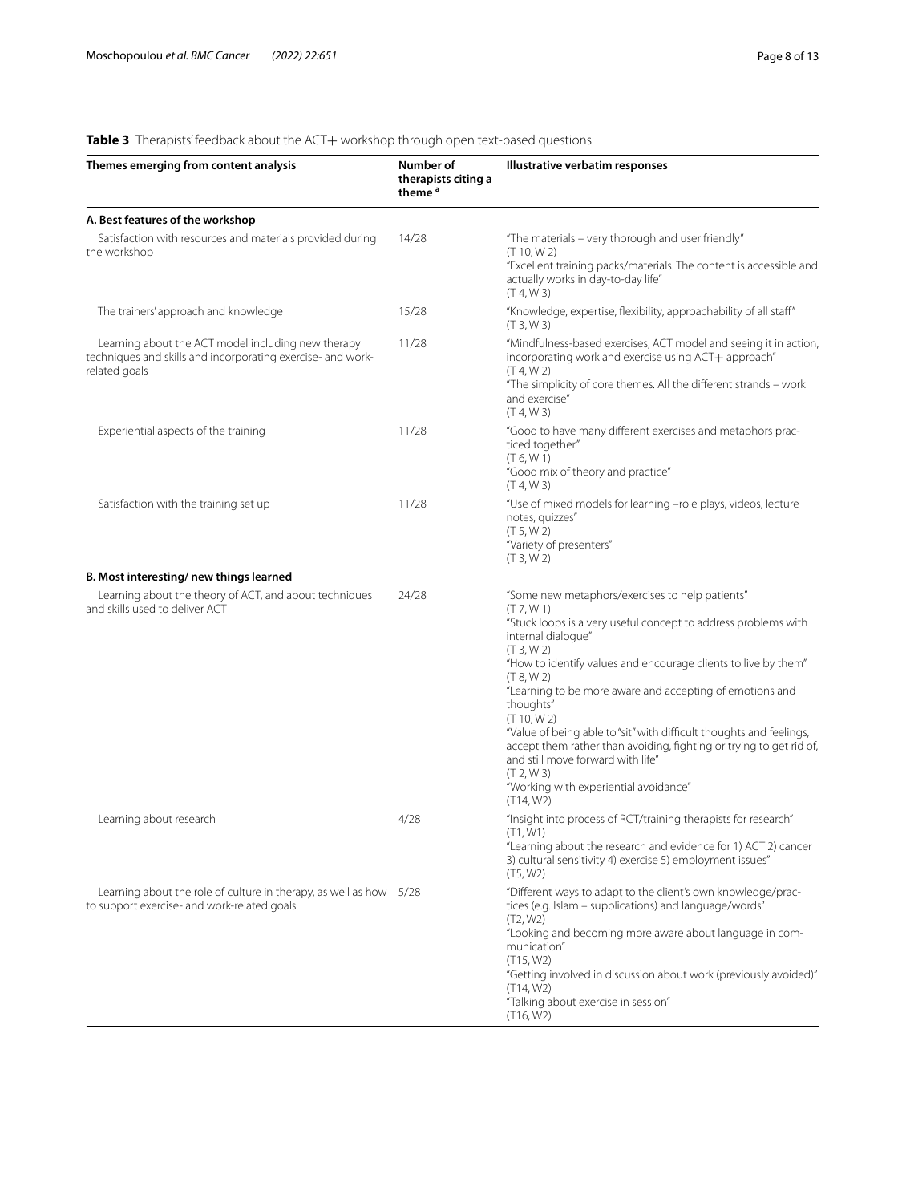**Table 3** Therapists' feedback about the ACT+ workshop through open text-based questions

| Themes emerging from content analysis | Number of therapists citing a theme [a] | Illustrative verbatim responses |
|---|---|---|
| **A. Best features of the workshop** | | |
| Satisfaction with resources and materials provided during the workshop | 14/28 | "The materials – very thorough and user friendly" (T 10, W 2)<br>"Excellent training packs/materials. The content is accessible and actually works in day-to-day life" (T 4, W 3) |
| The trainers' approach and knowledge | 15/28 | "Knowledge, expertise, flexibility, approachability of all staff" (T 3, W 3) |
| Learning about the ACT model including new therapy techniques and skills and incorporating exercise- and work-related goals | 11/28 | "Mindfulness-based exercises, ACT model and seeing it in action, incorporating work and exercise using ACT+ approach" (T 4, W 2)<br>"The simplicity of core themes. All the different strands – work and exercise" (T 4, W 3) |
| Experiential aspects of the training | 11/28 | "Good to have many different exercises and metaphors practiced together" (T 6, W 1)<br>"Good mix of theory and practice" (T 4, W 3) |
| Satisfaction with the training set up | 11/28 | "Use of mixed models for learning –role plays, videos, lecture notes, quizzes" (T 5, W 2)<br>"Variety of presenters" (T 3, W 2) |
| **B. Most interesting/ new things learned** | | |
| Learning about the theory of ACT, and about techniques and skills used to deliver ACT | 24/28 | "Some new metaphors/exercises to help patients" (T 7, W 1)<br>"Stuck loops is a very useful concept to address problems with internal dialogue" (T 3, W 2)<br>"How to identify values and encourage clients to live by them" (T 8, W 2)<br>"Learning to be more aware and accepting of emotions and thoughts" (T 10, W 2)<br>"Value of being able to "sit" with difficult thoughts and feelings, accept them rather than avoiding, fighting or trying to get rid of, and still move forward with life" (T 2, W 3)<br>"Working with experiential avoidance" (T14, W2) |
| Learning about research | 4/28 | "Insight into process of RCT/training therapists for research" (T1, W1)<br>"Learning about the research and evidence for 1) ACT 2) cancer 3) cultural sensitivity 4) exercise 5) employment issues" (T5, W2) |
| Learning about the role of culture in therapy, as well as how to support exercise- and work-related goals | 5/28 | "Different ways to adapt to the client's own knowledge/practices (e.g. Islam – supplications) and language/words" (T2, W2)<br>"Looking and becoming more aware about language in communication" (T15, W2)<br>"Getting involved in discussion about work (previously avoided)" (T14, W2)<br>"Talking about exercise in session" (T16, W2) |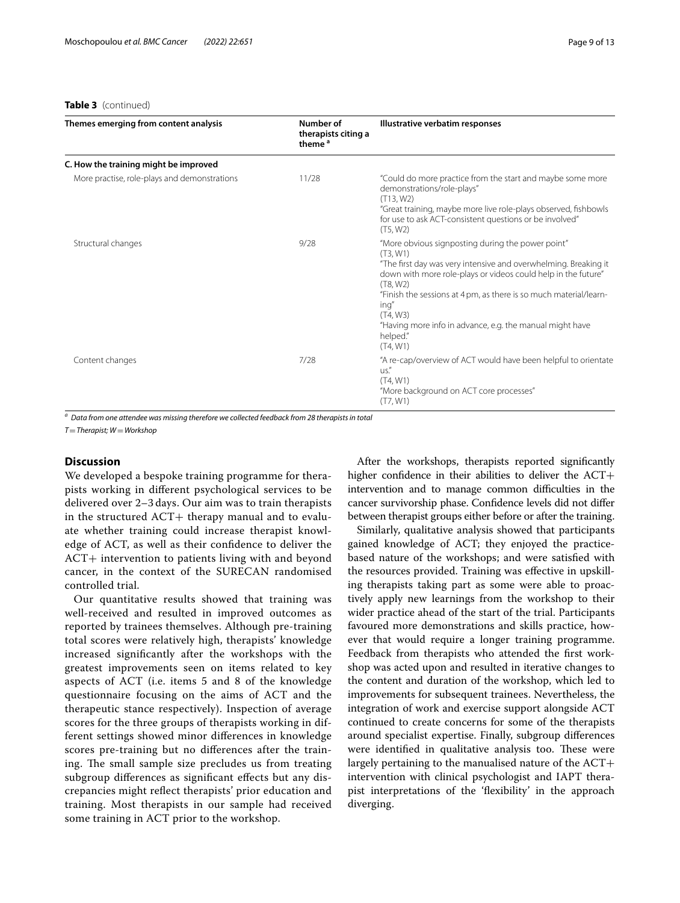**Table 3** (continued)

| Themes emerging from content analysis | Number of therapists citing a theme [a] | Illustrative verbatim responses |
|---|---|---|
| **C. How the training might be improved** | | |
| More practise, role-plays and demonstrations | 11/28 | "Could do more practice from the start and maybe some more demonstrations/role-plays" (T13, W2) "Great training, maybe more live role-plays observed, fishbowls for use to ask ACT-consistent questions or be involved" (T5, W2) |
| Structural changes | 9/28 | "More obvious signposting during the power point" (T3, W1) "The first day was very intensive and overwhelming. Breaking it down with more role-plays or videos could help in the future" (T8, W2) "Finish the sessions at 4 pm, as there is so much material/learning" (T4, W3) "Having more info in advance, e.g. the manual might have helped." (T4, W1) |
| Content changes | 7/28 | "A re-cap/overview of ACT would have been helpful to orientate us." (T4, W1) "More background on ACT core processes" (T7, W1) |

[a] *Data from one attendee was missing therefore we collected feedback from 28 therapists in total*

*T = Therapist; W = Workshop*

## Discussion

We developed a bespoke training programme for therapists working in different psychological services to be delivered over 2–3 days. Our aim was to train therapists in the structured ACT+ therapy manual and to evaluate whether training could increase therapist knowledge of ACT, as well as their confidence to deliver the ACT+ intervention to patients living with and beyond cancer, in the context of the SURECAN randomised controlled trial.

Our quantitative results showed that training was well-received and resulted in improved outcomes as reported by trainees themselves. Although pre-training total scores were relatively high, therapists' knowledge increased significantly after the workshops with the greatest improvements seen on items related to key aspects of ACT (i.e. items 5 and 8 of the knowledge questionnaire focusing on the aims of ACT and the therapeutic stance respectively). Inspection of average scores for the three groups of therapists working in different settings showed minor differences in knowledge scores pre-training but no differences after the training. The small sample size precludes us from treating subgroup differences as significant effects but any discrepancies might reflect therapists' prior education and training. Most therapists in our sample had received some training in ACT prior to the workshop.

After the workshops, therapists reported significantly higher confidence in their abilities to deliver the ACT+ intervention and to manage common difficulties in the cancer survivorship phase. Confidence levels did not differ between therapist groups either before or after the training.

Similarly, qualitative analysis showed that participants gained knowledge of ACT; they enjoyed the practice-based nature of the workshops; and were satisfied with the resources provided. Training was effective in upskilling therapists taking part as some were able to proactively apply new learnings from the workshop to their wider practice ahead of the start of the trial. Participants favoured more demonstrations and skills practice, however that would require a longer training programme. Feedback from therapists who attended the first workshop was acted upon and resulted in iterative changes to the content and duration of the workshop, which led to improvements for subsequent trainees. Nevertheless, the integration of work and exercise support alongside ACT continued to create concerns for some of the therapists around specialist expertise. Finally, subgroup differences were identified in qualitative analysis too. These were largely pertaining to the manualised nature of the ACT+ intervention with clinical psychologist and IAPT therapist interpretations of the 'flexibility' in the approach diverging.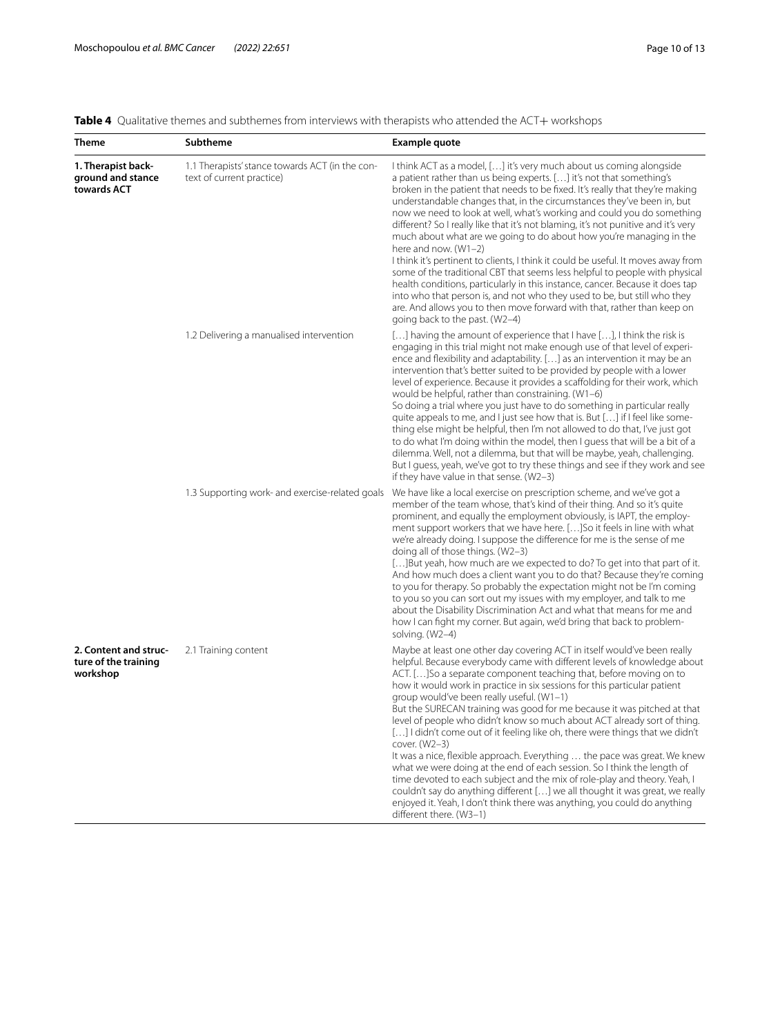**Table 4** Qualitative themes and subthemes from interviews with therapists who attended the ACT+ workshops

| Theme | Subtheme | Example quote |
|---|---|---|
| **1. Therapist background and stance towards ACT** | 1.1 Therapists' stance towards ACT (in the context of current practice) | I think ACT as a model, […] it's very much about us coming alongside a patient rather than us being experts. […] it's not that something's broken in the patient that needs to be fixed. It's really that they're making understandable changes that, in the circumstances they've been in, but now we need to look at well, what's working and could you do something different? So I really like that it's not blaming, it's not punitive and it's very much about what are we going to do about how you're managing in the here and now. (W1–2)<br>I think it's pertinent to clients, I think it could be useful. It moves away from some of the traditional CBT that seems less helpful to people with physical health conditions, particularly in this instance, cancer. Because it does tap into who that person is, and not who they used to be, but still who they are. And allows you to then move forward with that, rather than keep on going back to the past. (W2–4) |
| | 1.2 Delivering a manualised intervention | […] having the amount of experience that I have […], I think the risk is engaging in this trial might not make enough use of that level of experience and flexibility and adaptability. […] as an intervention it may be an intervention that's better suited to be provided by people with a lower level of experience. Because it provides a scaffolding for their work, which would be helpful, rather than constraining. (W1–6)<br>So doing a trial where you just have to do something in particular really quite appeals to me, and I just see how that is. But […] if I feel like something else might be helpful, then I'm not allowed to do that, I've just got to do what I'm doing within the model, then I guess that will be a bit of a dilemma. Well, not a dilemma, but that will be maybe, yeah, challenging. But I guess, yeah, we've got to try these things and see if they work and see if they have value in that sense. (W2–3) |
| | 1.3 Supporting work- and exercise-related goals | We have like a local exercise on prescription scheme, and we've got a member of the team whose, that's kind of their thing. And so it's quite prominent, and equally the employment obviously, is IAPT, the employment support workers that we have here. […]So it feels in line with what we're already doing. I suppose the difference for me is the sense of me doing all of those things. (W2–3)<br>[…]But yeah, how much are we expected to do? To get into that part of it. And how much does a client want you to do that? Because they're coming to you for therapy. So probably the expectation might not be I'm coming to you so you can sort out my issues with my employer, and talk to me about the Disability Discrimination Act and what that means for me and how I can fight my corner. But again, we'd bring that back to problem-solving. (W2–4) |
| **2. Content and structure of the training workshop** | 2.1 Training content | Maybe at least one other day covering ACT in itself would've been really helpful. Because everybody came with different levels of knowledge about ACT. […]So a separate component teaching that, before moving on to how it would work in practice in six sessions for this particular patient group would've been really useful. (W1–1)<br>But the SURECAN training was good for me because it was pitched at that level of people who didn't know so much about ACT already sort of thing. […] I didn't come out of it feeling like oh, there were things that we didn't cover. (W2–3)<br>It was a nice, flexible approach. Everything … the pace was great. We knew what we were doing at the end of each session. So I think the length of time devoted to each subject and the mix of role-play and theory. Yeah, I couldn't say do anything different […] we all thought it was great, we really enjoyed it. Yeah, I don't think there was anything, you could do anything different there. (W3–1) |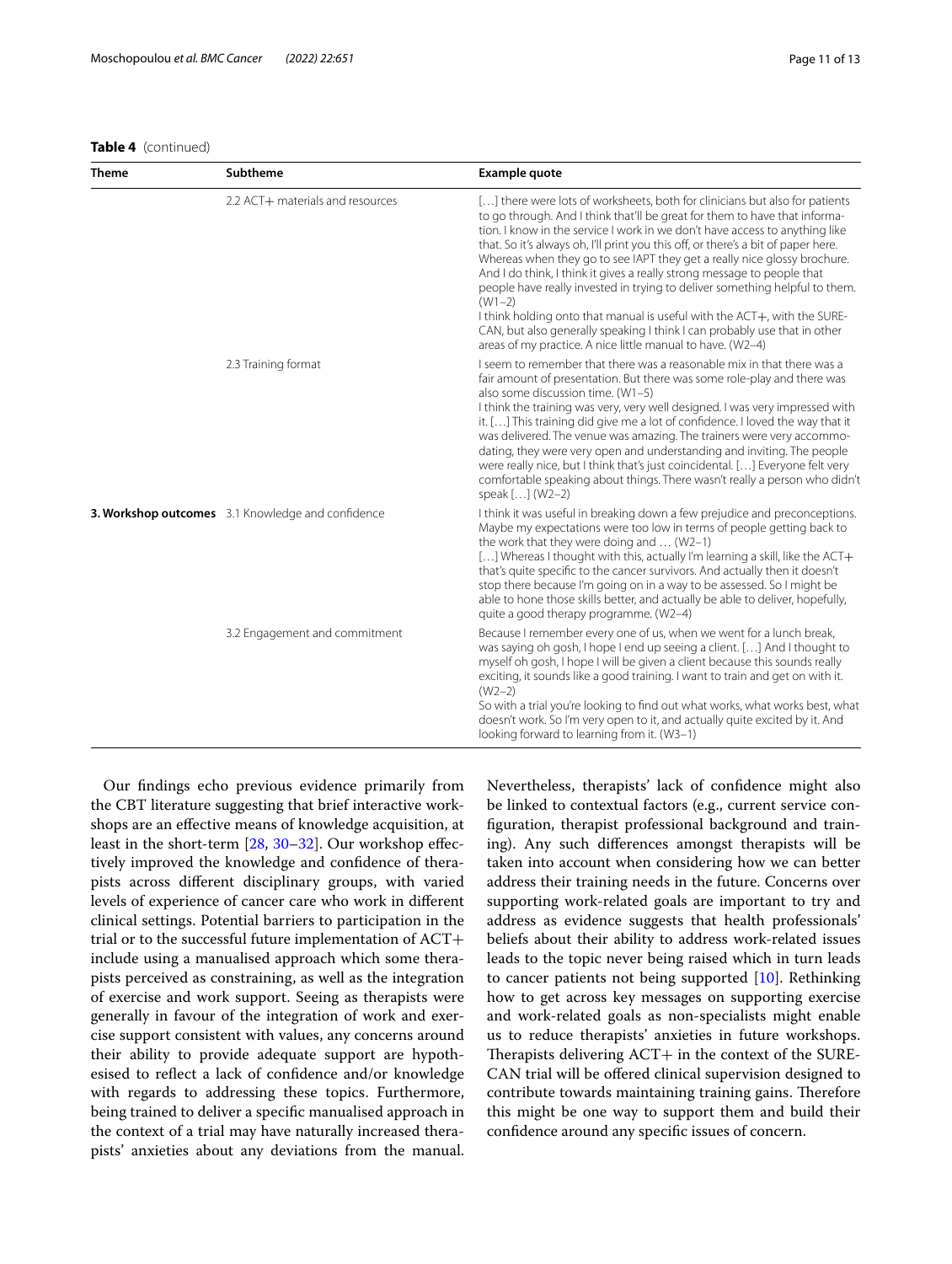**Table 4** (continued)

| Theme | Subtheme | Example quote |
|---|---|---|
| | 2.2 ACT+ materials and resources | […] there were lots of worksheets, both for clinicians but also for patients to go through. And I think that'll be great for them to have that information. I know in the service I work in we don't have access to anything like that. So it's always oh, I'll print you this off, or there's a bit of paper here. Whereas when they go to see IAPT they get a really nice glossy brochure. And I do think, I think it gives a really strong message to people that people have really invested in trying to deliver something helpful to them. (W1–2)<br>I think holding onto that manual is useful with the ACT+, with the SURE-CAN, but also generally speaking I think I can probably use that in other areas of my practice. A nice little manual to have. (W2–4) |
| | 2.3 Training format | I seem to remember that there was a reasonable mix in that there was a fair amount of presentation. But there was some role-play and there was also some discussion time. (W1–5)<br>I think the training was very, very well designed. I was very impressed with it. […] This training did give me a lot of confidence. I loved the way that it was delivered. The venue was amazing. The trainers were very accommodating, they were very open and understanding and inviting. The people were really nice, but I think that's just coincidental. […] Everyone felt very comfortable speaking about things. There wasn't really a person who didn't speak […] (W2–2) |
| **3. Workshop outcomes** | 3.1 Knowledge and confidence | I think it was useful in breaking down a few prejudice and preconceptions. Maybe my expectations were too low in terms of people getting back to the work that they were doing and … (W2–1)<br>[…] Whereas I thought with this, actually I'm learning a skill, like the ACT+ that's quite specific to the cancer survivors. And actually then it doesn't stop there because I'm going on in a way to be assessed. So I might be able to hone those skills better, and actually be able to deliver, hopefully, quite a good therapy programme. (W2–4) |
| | 3.2 Engagement and commitment | Because I remember every one of us, when we went for a lunch break, was saying oh gosh, I hope I end up seeing a client. […] And I thought to myself oh gosh, I hope I will be given a client because this sounds really exciting, it sounds like a good training. I want to train and get on with it. (W2–2)<br>So with a trial you're looking to find out what works, what works best, what doesn't work. So I'm very open to it, and actually quite excited by it. And looking forward to learning from it. (W3–1) |

Our findings echo previous evidence primarily from the CBT literature suggesting that brief interactive workshops are an effective means of knowledge acquisition, at least in the short-term [28, 30–32]. Our workshop effectively improved the knowledge and confidence of therapists across different disciplinary groups, with varied levels of experience of cancer care who work in different clinical settings. Potential barriers to participation in the trial or to the successful future implementation of ACT+ include using a manualised approach which some therapists perceived as constraining, as well as the integration of exercise and work support. Seeing as therapists were generally in favour of the integration of work and exercise support consistent with values, any concerns around their ability to provide adequate support are hypothesised to reflect a lack of confidence and/or knowledge with regards to addressing these topics. Furthermore, being trained to deliver a specific manualised approach in the context of a trial may have naturally increased therapists' anxieties about any deviations from the manual. Nevertheless, therapists' lack of confidence might also be linked to contextual factors (e.g., current service configuration, therapist professional background and training). Any such differences amongst therapists will be taken into account when considering how we can better address their training needs in the future. Concerns over supporting work-related goals are important to try and address as evidence suggests that health professionals' beliefs about their ability to address work-related issues leads to the topic never being raised which in turn leads to cancer patients not being supported [10]. Rethinking how to get across key messages on supporting exercise and work-related goals as non-specialists might enable us to reduce therapists' anxieties in future workshops. Therapists delivering ACT+ in the context of the SURE-CAN trial will be offered clinical supervision designed to contribute towards maintaining training gains. Therefore this might be one way to support them and build their confidence around any specific issues of concern.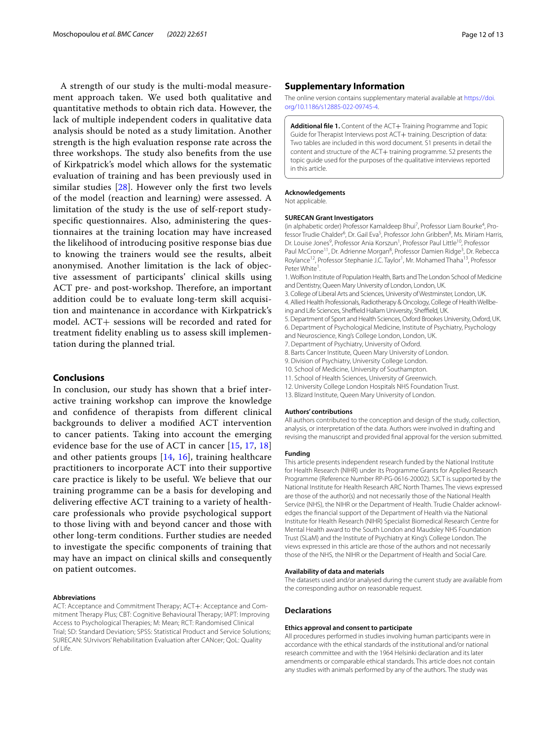A strength of our study is the multi-modal measurement approach taken. We used both qualitative and quantitative methods to obtain rich data. However, the lack of multiple independent coders in qualitative data analysis should be noted as a study limitation. Another strength is the high evaluation response rate across the three workshops. The study also benefits from the use of Kirkpatrick's model which allows for the systematic evaluation of training and has been previously used in similar studies [28]. However only the first two levels of the model (reaction and learning) were assessed. A limitation of the study is the use of self-report study-specific questionnaires. Also, administering the questionnaires at the training location may have increased the likelihood of introducing positive response bias due to knowing the trainers would see the results, albeit anonymised. Another limitation is the lack of objective assessment of participants' clinical skills using ACT pre- and post-workshop. Therefore, an important addition could be to evaluate long-term skill acquisition and maintenance in accordance with Kirkpatrick's model. ACT+ sessions will be recorded and rated for treatment fidelity enabling us to assess skill implementation during the planned trial.

## Conclusions

In conclusion, our study has shown that a brief interactive training workshop can improve the knowledge and confidence of therapists from different clinical backgrounds to deliver a modified ACT intervention to cancer patients. Taking into account the emerging evidence base for the use of ACT in cancer [15, 17, 18] and other patients groups [14, 16], training healthcare practitioners to incorporate ACT into their supportive care practice is likely to be useful. We believe that our training programme can be a basis for developing and delivering effective ACT training to a variety of healthcare professionals who provide psychological support to those living with and beyond cancer and those with other long-term conditions. Further studies are needed to investigate the specific components of training that may have an impact on clinical skills and consequently on patient outcomes.

#### Abbreviations

ACT: Acceptance and Commitment Therapy; ACT+: Acceptance and Commitment Therapy Plus; CBT: Cognitive Behavioural Therapy; IAPT: Improving Access to Psychological Therapies; M: Mean; RCT: Randomised Clinical Trial; SD: Standard Deviation; SPSS: Statistical Product and Service Solutions; SURECAN: SUrvivors' Rehabilitation Evaluation after CANcer; QoL: Quality of Life.

## Supplementary Information

The online version contains supplementary material available at https://doi.org/10.1186/s12885-022-09745-4.

**Additional file 1.** Content of the ACT+ Training Programme and Topic Guide for Therapist Interviews post ACT+ training. Description of data: Two tables are included in this word document. S1 presents in detail the content and structure of the ACT+ training programme. S2 presents the topic guide used for the purposes of the qualitative interviews reported in this article.

#### Acknowledgements

Not applicable.

#### SURECAN Grant Investigators

(in alphabetic order) Professor Kamaldeep Bhui[7], Professor Liam Bourke[4], Professor Trudie Chalder[6], Dr. Gail Eva[5], Professor John Gribben[8], Ms. Miriam Harris, Dr. Louise Jones[9], Professor Ania Korszun[1], Professor Paul Little[10], Professor Paul McCrone[11], Dr. Adrienne Morgan[8], Professor Damien Ridge[3], Dr. Rebecca Roylance[12], Professor Stephanie J.C. Taylor[1], Mr. Mohamed Thaha[13], Professor Peter White[1].

1. Wolfson Institute of Population Health, Barts and The London School of Medicine and Dentistry, Queen Mary University of London, London, UK.
3. College of Liberal Arts and Sciences, University of Westminster, London, UK.
4. Allied Health Professionals, Radiotherapy & Oncology, College of Health Wellbeing and Life Sciences, Sheffield Hallam University, Sheffield, UK.
5. Department of Sport and Health Sciences, Oxford Brookes University, Oxford, UK.
6. Department of Psychological Medicine, Institute of Psychiatry, Psychology and Neuroscience, King's College London, London, UK.
7. Department of Psychiatry, University of Oxford.
8. Barts Cancer Institute, Queen Mary University of London.
9. Division of Psychiatry, University College London.
10. School of Medicine, University of Southampton.
11. School of Health Sciences, University of Greenwich.
12. University College London Hospitals NHS Foundation Trust.
13. Blizard Institute, Queen Mary University of London.

#### Authors' contributions

All authors contributed to the conception and design of the study, collection, analysis, or interpretation of the data. Authors were involved in drafting and revising the manuscript and provided final approval for the version submitted.

#### Funding

This article presents independent research funded by the National Institute for Health Research (NIHR) under its Programme Grants for Applied Research Programme (Reference Number RP-PG-0616-20002). SJCT is supported by the National Institute for Health Research ARC North Thames. The views expressed are those of the author(s) and not necessarily those of the National Health Service (NHS), the NIHR or the Department of Health. Trudie Chalder acknowledges the financial support of the Department of Health via the National Institute for Health Research (NIHR) Specialist Biomedical Research Centre for Mental Health award to the South London and Maudsley NHS Foundation Trust (SLaM) and the Institute of Psychiatry at King's College London. The views expressed in this article are those of the authors and not necessarily those of the NHS, the NIHR or the Department of Health and Social Care.

#### Availability of data and materials

The datasets used and/or analysed during the current study are available from the corresponding author on reasonable request.

## Declarations

#### Ethics approval and consent to participate

All procedures performed in studies involving human participants were in accordance with the ethical standards of the institutional and/or national research committee and with the 1964 Helsinki declaration and its later amendments or comparable ethical standards. This article does not contain any studies with animals performed by any of the authors. The study was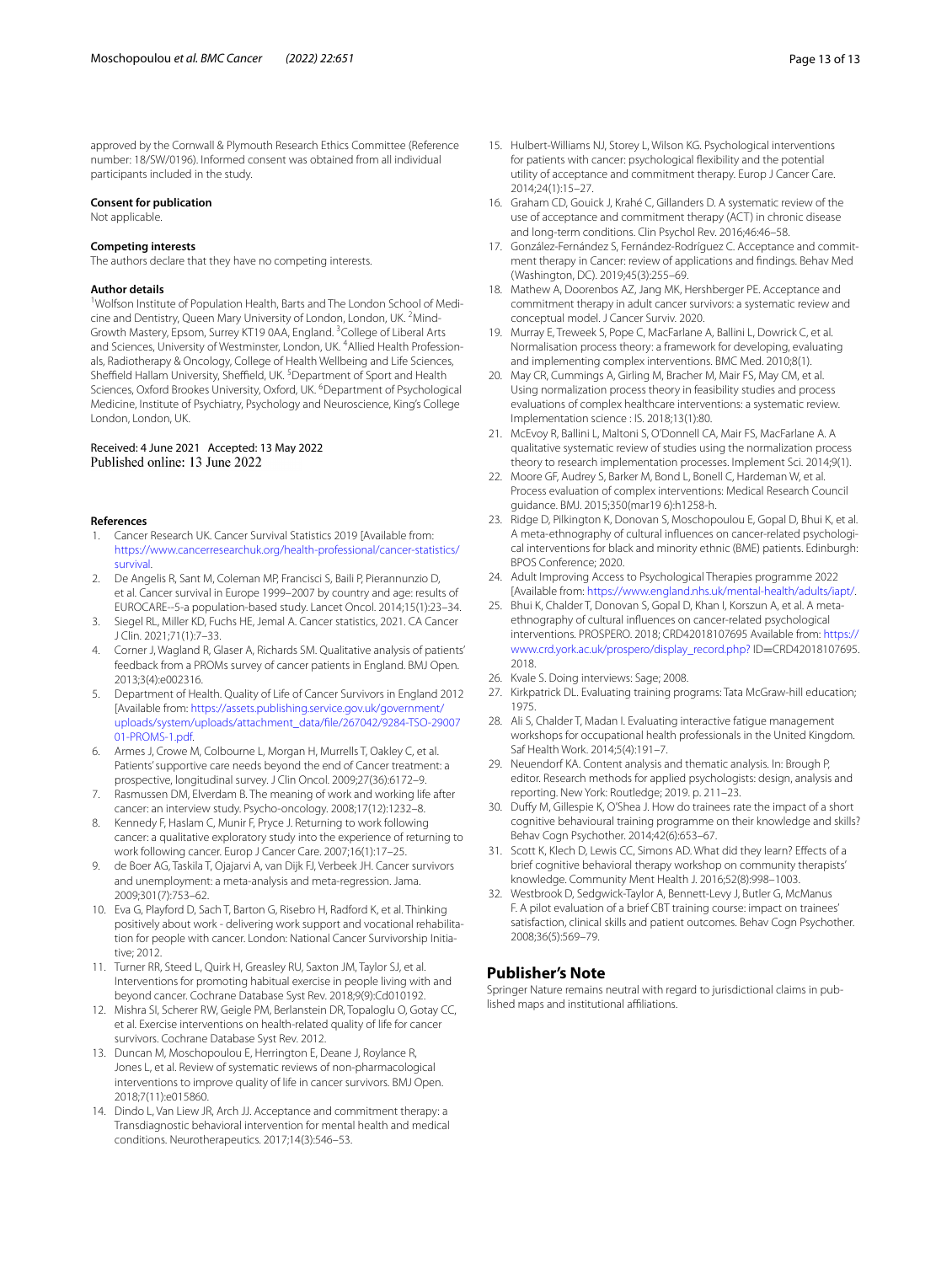approved by the Cornwall & Plymouth Research Ethics Committee (Reference number: 18/SW/0196). Informed consent was obtained from all individual participants included in the study.

### Consent for publication
Not applicable.

### Competing interests
The authors declare that they have no competing interests.

### Author details
[1]Wolfson Institute of Population Health, Barts and The London School of Medicine and Dentistry, Queen Mary University of London, London, UK. [2]Mind-Growth Mastery, Epsom, Surrey KT19 0AA, England. [3]College of Liberal Arts and Sciences, University of Westminster, London, UK. [4]Allied Health Professionals, Radiotherapy & Oncology, College of Health Wellbeing and Life Sciences, Sheffield Hallam University, Sheffield, UK. [5]Department of Sport and Health Sciences, Oxford Brookes University, Oxford, UK. [6]Department of Psychological Medicine, Institute of Psychiatry, Psychology and Neuroscience, King's College London, London, UK.

Received: 4 June 2021 Accepted: 13 May 2022
Published online: 13 June 2022

### References
1. Cancer Research UK. Cancer Survival Statistics 2019 [Available from: https://www.cancerresearchuk.org/health-professional/cancer-statistics/survival.
2. De Angelis R, Sant M, Coleman MP, Francisci S, Baili P, Pierannunzio D, et al. Cancer survival in Europe 1999–2007 by country and age: results of EUROCARE--5-a population-based study. Lancet Oncol. 2014;15(1):23–34.
3. Siegel RL, Miller KD, Fuchs HE, Jemal A. Cancer statistics, 2021. CA Cancer J Clin. 2021;71(1):7–33.
4. Corner J, Wagland R, Glaser A, Richards SM. Qualitative analysis of patients' feedback from a PROMs survey of cancer patients in England. BMJ Open. 2013;3(4):e002316.
5. Department of Health. Quality of Life of Cancer Survivors in England 2012 [Available from: https://assets.publishing.service.gov.uk/government/uploads/system/uploads/attachment_data/file/267042/9284-TSO-2900701-PROMS-1.pdf.
6. Armes J, Crowe M, Colbourne L, Morgan H, Murrells T, Oakley C, et al. Patients' supportive care needs beyond the end of Cancer treatment: a prospective, longitudinal survey. J Clin Oncol. 2009;27(36):6172–9.
7. Rasmussen DM, Elverdam B. The meaning of work and working life after cancer: an interview study. Psycho-oncology. 2008;17(12):1232–8.
8. Kennedy F, Haslam C, Munir F, Pryce J. Returning to work following cancer: a qualitative exploratory study into the experience of returning to work following cancer. Europ J Cancer Care. 2007;16(1):17–25.
9. de Boer AG, Taskila T, Ojajarvi A, van Dijk FJ, Verbeek JH. Cancer survivors and unemployment: a meta-analysis and meta-regression. Jama. 2009;301(7):753–62.
10. Eva G, Playford D, Sach T, Barton G, Risebro H, Radford K, et al. Thinking positively about work - delivering work support and vocational rehabilitation for people with cancer. London: National Cancer Survivorship Initiative; 2012.
11. Turner RR, Steed L, Quirk H, Greasley RU, Saxton JM, Taylor SJ, et al. Interventions for promoting habitual exercise in people living with and beyond cancer. Cochrane Database Syst Rev. 2018;9(9):Cd010192.
12. Mishra SI, Scherer RW, Geigle PM, Berlanstein DR, Topaloglu O, Gotay CC, et al. Exercise interventions on health-related quality of life for cancer survivors. Cochrane Database Syst Rev. 2012.
13. Duncan M, Moschopoulou E, Herrington E, Deane J, Roylance R, Jones L, et al. Review of systematic reviews of non-pharmacological interventions to improve quality of life in cancer survivors. BMJ Open. 2018;7(11):e015860.
14. Dindo L, Van Liew JR, Arch JJ. Acceptance and commitment therapy: a Transdiagnostic behavioral intervention for mental health and medical conditions. Neurotherapeutics. 2017;14(3):546–53.
15. Hulbert-Williams NJ, Storey L, Wilson KG. Psychological interventions for patients with cancer: psychological flexibility and the potential utility of acceptance and commitment therapy. Europ J Cancer Care. 2014;24(1):15–27.
16. Graham CD, Gouick J, Krahé C, Gillanders D. A systematic review of the use of acceptance and commitment therapy (ACT) in chronic disease and long-term conditions. Clin Psychol Rev. 2016;46:46–58.
17. González-Fernández S, Fernández-Rodríguez C. Acceptance and commitment therapy in Cancer: review of applications and findings. Behav Med (Washington, DC). 2019;45(3):255–69.
18. Mathew A, Doorenbos AZ, Jang MK, Hershberger PE. Acceptance and commitment therapy in adult cancer survivors: a systematic review and conceptual model. J Cancer Surviv. 2020.
19. Murray E, Treweek S, Pope C, MacFarlane A, Ballini L, Dowrick C, et al. Normalisation process theory: a framework for developing, evaluating and implementing complex interventions. BMC Med. 2010;8(1).
20. May CR, Cummings A, Girling M, Bracher M, Mair FS, May CM, et al. Using normalization process theory in feasibility studies and process evaluations of complex healthcare interventions: a systematic review. Implementation science : IS. 2018;13(1):80.
21. McEvoy R, Ballini L, Maltoni S, O'Donnell CA, Mair FS, MacFarlane A. A qualitative systematic review of studies using the normalization process theory to research implementation processes. Implement Sci. 2014;9(1).
22. Moore GF, Audrey S, Barker M, Bond L, Bonell C, Hardeman W, et al. Process evaluation of complex interventions: Medical Research Council guidance. BMJ. 2015;350(mar19 6):h1258-h.
23. Ridge D, Pilkington K, Donovan S, Moschopoulou E, Gopal D, Bhui K, et al. A meta-ethnography of cultural influences on cancer-related psychological interventions for black and minority ethnic (BME) patients. Edinburgh: BPOS Conference; 2020.
24. Adult Improving Access to Psychological Therapies programme 2022 [Available from: https://www.england.nhs.uk/mental-health/adults/iapt/.
25. Bhui K, Chalder T, Donovan S, Gopal D, Khan I, Korszun A, et al. A meta-ethnography of cultural influences on cancer-related psychological interventions. PROSPERO. 2018; CRD42018107695 Available from: https://www.crd.york.ac.uk/prospero/display_record.php? ID=CRD42018107695. 2018.
26. Kvale S. Doing interviews: Sage; 2008.
27. Kirkpatrick DL. Evaluating training programs: Tata McGraw-hill education; 1975.
28. Ali S, Chalder T, Madan I. Evaluating interactive fatigue management workshops for occupational health professionals in the United Kingdom. Saf Health Work. 2014;5(4):191–7.
29. Neuendorf KA. Content analysis and thematic analysis. In: Brough P, editor. Research methods for applied psychologists: design, analysis and reporting. New York: Routledge; 2019. p. 211–23.
30. Duffy M, Gillespie K, O'Shea J. How do trainees rate the impact of a short cognitive behavioural training programme on their knowledge and skills? Behav Cogn Psychother. 2014;42(6):653–67.
31. Scott K, Klech D, Lewis CC, Simons AD. What did they learn? Effects of a brief cognitive behavioral therapy workshop on community therapists' knowledge. Community Ment Health J. 2016;52(8):998–1003.
32. Westbrook D, Sedgwick-Taylor A, Bennett-Levy J, Butler G, McManus F. A pilot evaluation of a brief CBT training course: impact on trainees' satisfaction, clinical skills and patient outcomes. Behav Cogn Psychother. 2008;36(5):569–79.

## Publisher's Note
Springer Nature remains neutral with regard to jurisdictional claims in published maps and institutional affiliations.